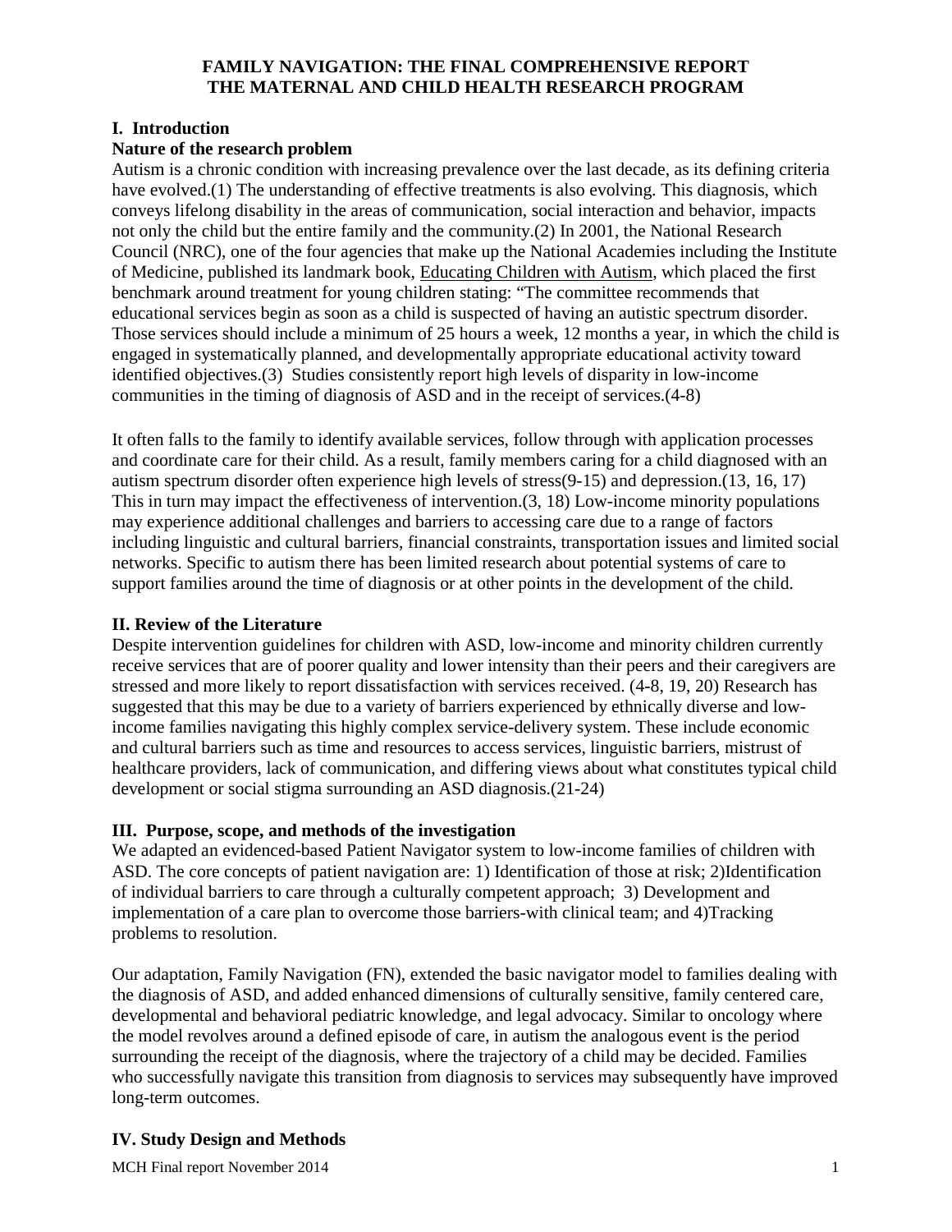# FAMILY NAVIGATION: THE FINAL COMPREHENSIVE REPORT
# THE MATERNAL AND CHILD HEALTH RESEARCH PROGRAM

## I. Introduction

### Nature of the research problem

Autism is a chronic condition with increasing prevalence over the last decade, as its defining criteria have evolved.(1) The understanding of effective treatments is also evolving. This diagnosis, which conveys lifelong disability in the areas of communication, social interaction and behavior, impacts not only the child but the entire family and the community.(2) In 2001, the National Research Council (NRC), one of the four agencies that make up the National Academies including the Institute of Medicine, published its landmark book, Educating Children with Autism, which placed the first benchmark around treatment for young children stating: "The committee recommends that educational services begin as soon as a child is suspected of having an autistic spectrum disorder. Those services should include a minimum of 25 hours a week, 12 months a year, in which the child is engaged in systematically planned, and developmentally appropriate educational activity toward identified objectives.(3) Studies consistently report high levels of disparity in low-income communities in the timing of diagnosis of ASD and in the receipt of services.(4-8)

It often falls to the family to identify available services, follow through with application processes and coordinate care for their child. As a result, family members caring for a child diagnosed with an autism spectrum disorder often experience high levels of stress(9-15) and depression.(13, 16, 17) This in turn may impact the effectiveness of intervention.(3, 18) Low-income minority populations may experience additional challenges and barriers to accessing care due to a range of factors including linguistic and cultural barriers, financial constraints, transportation issues and limited social networks. Specific to autism there has been limited research about potential systems of care to support families around the time of diagnosis or at other points in the development of the child.

## II. Review of the Literature

Despite intervention guidelines for children with ASD, low-income and minority children currently receive services that are of poorer quality and lower intensity than their peers and their caregivers are stressed and more likely to report dissatisfaction with services received. (4-8, 19, 20) Research has suggested that this may be due to a variety of barriers experienced by ethnically diverse and low-income families navigating this highly complex service-delivery system. These include economic and cultural barriers such as time and resources to access services, linguistic barriers, mistrust of healthcare providers, lack of communication, and differing views about what constitutes typical child development or social stigma surrounding an ASD diagnosis.(21-24)

## III. Purpose, scope, and methods of the investigation

We adapted an evidenced-based Patient Navigator system to low-income families of children with ASD. The core concepts of patient navigation are: 1) Identification of those at risk; 2)Identification of individual barriers to care through a culturally competent approach; 3) Development and implementation of a care plan to overcome those barriers-with clinical team; and 4)Tracking problems to resolution.

Our adaptation, Family Navigation (FN), extended the basic navigator model to families dealing with the diagnosis of ASD, and added enhanced dimensions of culturally sensitive, family centered care, developmental and behavioral pediatric knowledge, and legal advocacy. Similar to oncology where the model revolves around a defined episode of care, in autism the analogous event is the period surrounding the receipt of the diagnosis, where the trajectory of a child may be decided. Families who successfully navigate this transition from diagnosis to services may subsequently have improved long-term outcomes.

## IV. Study Design and Methods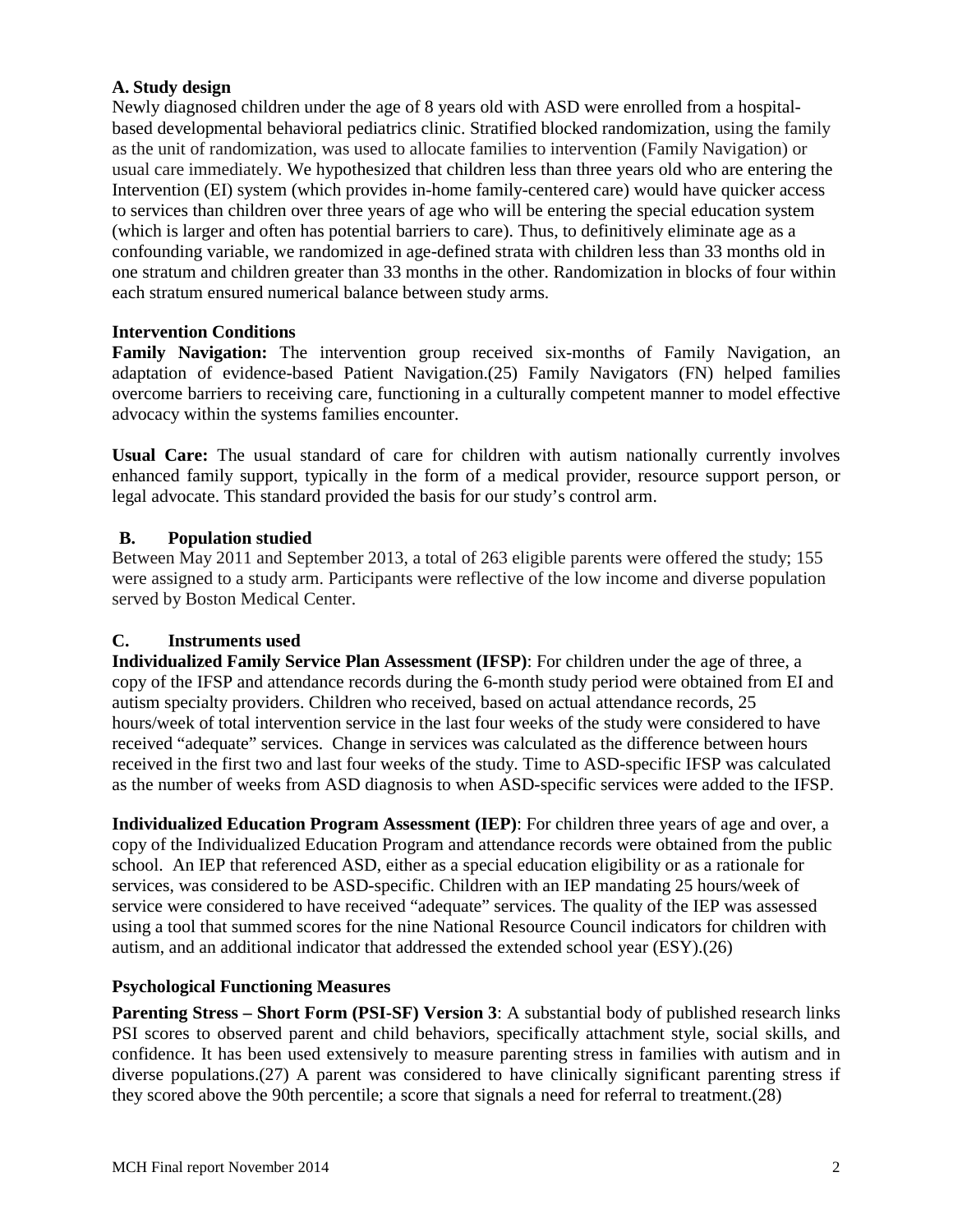### A. Study design

Newly diagnosed children under the age of 8 years old with ASD were enrolled from a hospital-based developmental behavioral pediatrics clinic. Stratified blocked randomization, using the family as the unit of randomization, was used to allocate families to intervention (Family Navigation) or usual care immediately. We hypothesized that children less than three years old who are entering the Intervention (EI) system (which provides in-home family-centered care) would have quicker access to services than children over three years of age who will be entering the special education system (which is larger and often has potential barriers to care). Thus, to definitively eliminate age as a confounding variable, we randomized in age-defined strata with children less than 33 months old in one stratum and children greater than 33 months in the other. Randomization in blocks of four within each stratum ensured numerical balance between study arms.

#### Intervention Conditions

**Family Navigation:** The intervention group received six-months of Family Navigation, an adaptation of evidence-based Patient Navigation.(25) Family Navigators (FN) helped families overcome barriers to receiving care, functioning in a culturally competent manner to model effective advocacy within the systems families encounter.

**Usual Care:** The usual standard of care for children with autism nationally currently involves enhanced family support, typically in the form of a medical provider, resource support person, or legal advocate. This standard provided the basis for our study's control arm.

### B. Population studied

Between May 2011 and September 2013, a total of 263 eligible parents were offered the study; 155 were assigned to a study arm. Participants were reflective of the low income and diverse population served by Boston Medical Center.

### C. Instruments used

**Individualized Family Service Plan Assessment (IFSP)**: For children under the age of three, a copy of the IFSP and attendance records during the 6-month study period were obtained from EI and autism specialty providers. Children who received, based on actual attendance records, 25 hours/week of total intervention service in the last four weeks of the study were considered to have received "adequate" services. Change in services was calculated as the difference between hours received in the first two and last four weeks of the study. Time to ASD-specific IFSP was calculated as the number of weeks from ASD diagnosis to when ASD-specific services were added to the IFSP.

**Individualized Education Program Assessment (IEP)**: For children three years of age and over, a copy of the Individualized Education Program and attendance records were obtained from the public school. An IEP that referenced ASD, either as a special education eligibility or as a rationale for services, was considered to be ASD-specific. Children with an IEP mandating 25 hours/week of service were considered to have received "adequate" services. The quality of the IEP was assessed using a tool that summed scores for the nine National Resource Council indicators for children with autism, and an additional indicator that addressed the extended school year (ESY).(26)

#### Psychological Functioning Measures

**Parenting Stress – Short Form (PSI-SF) Version 3**: A substantial body of published research links PSI scores to observed parent and child behaviors, specifically attachment style, social skills, and confidence. It has been used extensively to measure parenting stress in families with autism and in diverse populations.(27) A parent was considered to have clinically significant parenting stress if they scored above the 90th percentile; a score that signals a need for referral to treatment.(28)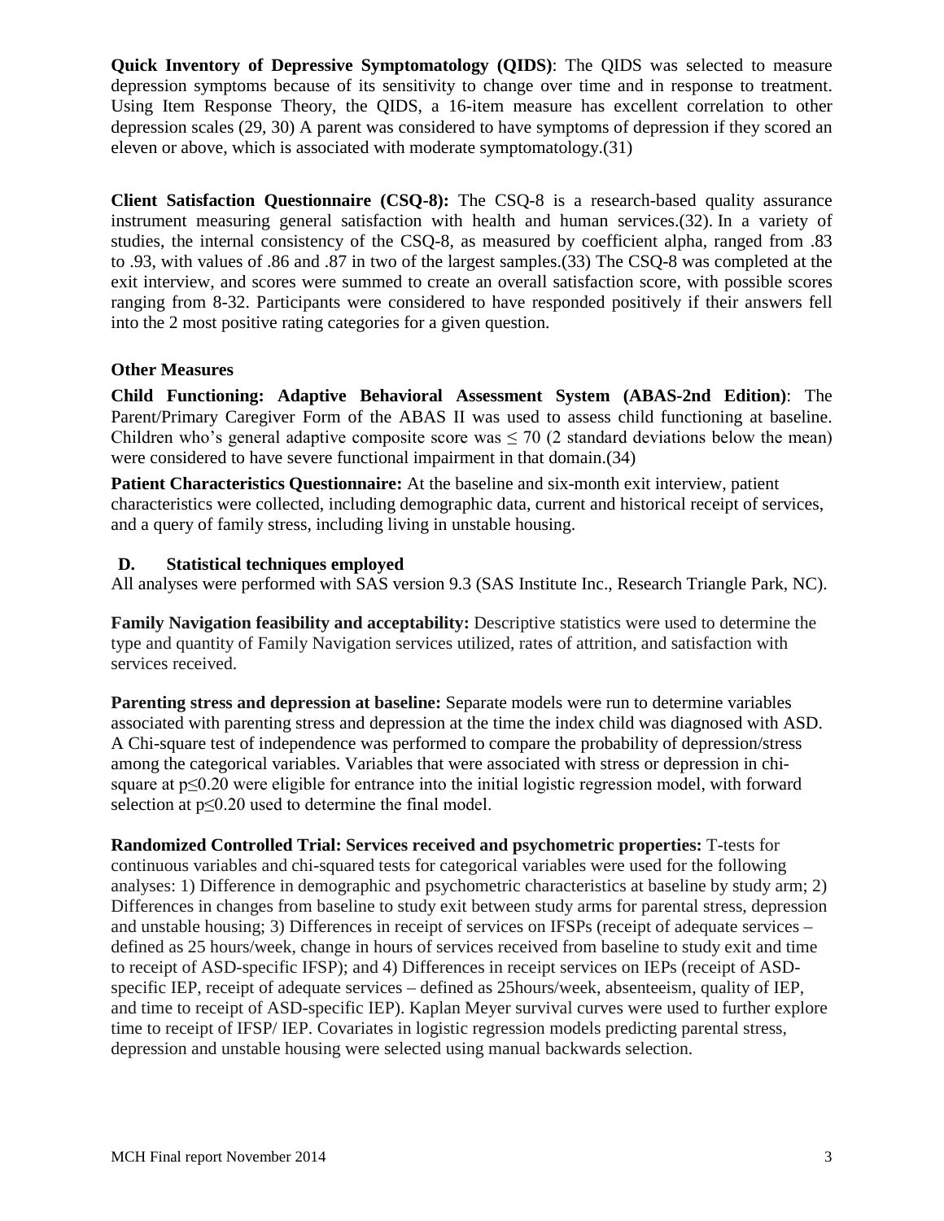**Quick Inventory of Depressive Symptomatology (QIDS)**: The QIDS was selected to measure depression symptoms because of its sensitivity to change over time and in response to treatment. Using Item Response Theory, the QIDS, a 16-item measure has excellent correlation to other depression scales (29, 30) A parent was considered to have symptoms of depression if they scored an eleven or above, which is associated with moderate symptomatology.(31)

**Client Satisfaction Questionnaire (CSQ-8):** The CSQ-8 is a research-based quality assurance instrument measuring general satisfaction with health and human services.(32). In a variety of studies, the internal consistency of the CSQ-8, as measured by coefficient alpha, ranged from .83 to .93, with values of .86 and .87 in two of the largest samples.(33) The CSQ-8 was completed at the exit interview, and scores were summed to create an overall satisfaction score, with possible scores ranging from 8-32. Participants were considered to have responded positively if their answers fell into the 2 most positive rating categories for a given question.

### Other Measures

**Child Functioning: Adaptive Behavioral Assessment System (ABAS-2nd Edition)**: The Parent/Primary Caregiver Form of the ABAS II was used to assess child functioning at baseline. Children who's general adaptive composite score was $\leq$ 70 (2 standard deviations below the mean) were considered to have severe functional impairment in that domain.(34)

**Patient Characteristics Questionnaire:** At the baseline and six-month exit interview, patient characteristics were collected, including demographic data, current and historical receipt of services, and a query of family stress, including living in unstable housing.

## D. Statistical techniques employed

All analyses were performed with SAS version 9.3 (SAS Institute Inc., Research Triangle Park, NC).

**Family Navigation feasibility and acceptability:** Descriptive statistics were used to determine the type and quantity of Family Navigation services utilized, rates of attrition, and satisfaction with services received.

**Parenting stress and depression at baseline:** Separate models were run to determine variables associated with parenting stress and depression at the time the index child was diagnosed with ASD. A Chi-square test of independence was performed to compare the probability of depression/stress among the categorical variables. Variables that were associated with stress or depression in chi-square at $p \leq 0.20$ were eligible for entrance into the initial logistic regression model, with forward selection at $p \leq 0.20$ used to determine the final model.

**Randomized Controlled Trial: Services received and psychometric properties:** T-tests for continuous variables and chi-squared tests for categorical variables were used for the following analyses: 1) Difference in demographic and psychometric characteristics at baseline by study arm; 2) Differences in changes from baseline to study exit between study arms for parental stress, depression and unstable housing; 3) Differences in receipt of services on IFSPs (receipt of adequate services – defined as 25 hours/week, change in hours of services received from baseline to study exit and time to receipt of ASD-specific IFSP); and 4) Differences in receipt services on IEPs (receipt of ASD-specific IEP, receipt of adequate services – defined as 25hours/week, absenteeism, quality of IEP, and time to receipt of ASD-specific IEP). Kaplan Meyer survival curves were used to further explore time to receipt of IFSP/ IEP. Covariates in logistic regression models predicting parental stress, depression and unstable housing were selected using manual backwards selection.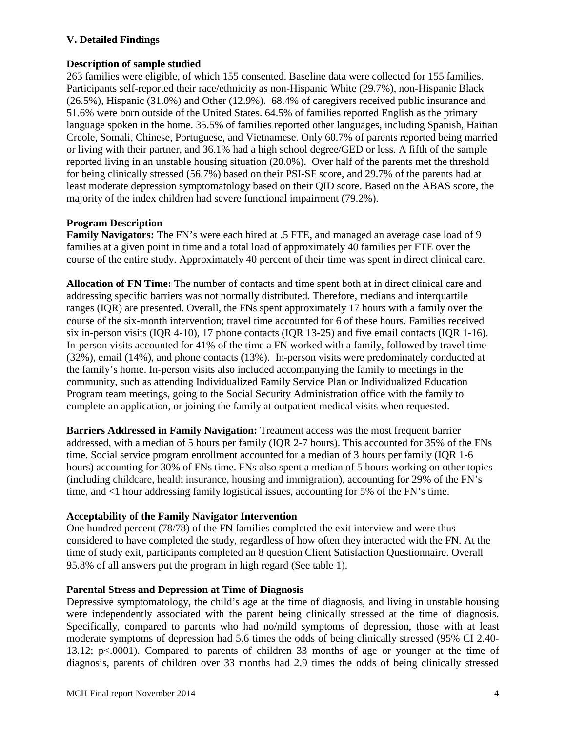## V. Detailed Findings

### Description of sample studied

263 families were eligible, of which 155 consented. Baseline data were collected for 155 families. Participants self-reported their race/ethnicity as non-Hispanic White (29.7%), non-Hispanic Black (26.5%), Hispanic (31.0%) and Other (12.9%). 68.4% of caregivers received public insurance and 51.6% were born outside of the United States. 64.5% of families reported English as the primary language spoken in the home. 35.5% of families reported other languages, including Spanish, Haitian Creole, Somali, Chinese, Portuguese, and Vietnamese. Only 60.7% of parents reported being married or living with their partner, and 36.1% had a high school degree/GED or less. A fifth of the sample reported living in an unstable housing situation (20.0%). Over half of the parents met the threshold for being clinically stressed (56.7%) based on their PSI-SF score, and 29.7% of the parents had at least moderate depression symptomatology based on their QID score. Based on the ABAS score, the majority of the index children had severe functional impairment (79.2%).

### Program Description

**Family Navigators:** The FN's were each hired at .5 FTE, and managed an average case load of 9 families at a given point in time and a total load of approximately 40 families per FTE over the course of the entire study. Approximately 40 percent of their time was spent in direct clinical care.

**Allocation of FN Time:** The number of contacts and time spent both at in direct clinical care and addressing specific barriers was not normally distributed. Therefore, medians and interquartile ranges (IQR) are presented. Overall, the FNs spent approximately 17 hours with a family over the course of the six-month intervention; travel time accounted for 6 of these hours. Families received six in-person visits (IQR 4-10), 17 phone contacts (IQR 13-25) and five email contacts (IQR 1-16). In-person visits accounted for 41% of the time a FN worked with a family, followed by travel time (32%), email (14%), and phone contacts (13%). In-person visits were predominately conducted at the family's home. In-person visits also included accompanying the family to meetings in the community, such as attending Individualized Family Service Plan or Individualized Education Program team meetings, going to the Social Security Administration office with the family to complete an application, or joining the family at outpatient medical visits when requested.

**Barriers Addressed in Family Navigation:** Treatment access was the most frequent barrier addressed, with a median of 5 hours per family (IQR 2-7 hours). This accounted for 35% of the FNs time. Social service program enrollment accounted for a median of 3 hours per family (IQR 1-6 hours) accounting for 30% of FNs time. FNs also spent a median of 5 hours working on other topics (including childcare, health insurance, housing and immigration), accounting for 29% of the FN's time, and <1 hour addressing family logistical issues, accounting for 5% of the FN's time.

### Acceptability of the Family Navigator Intervention

One hundred percent (78/78) of the FN families completed the exit interview and were thus considered to have completed the study, regardless of how often they interacted with the FN. At the time of study exit, participants completed an 8 question Client Satisfaction Questionnaire. Overall 95.8% of all answers put the program in high regard (See table 1).

### Parental Stress and Depression at Time of Diagnosis

Depressive symptomatology, the child's age at the time of diagnosis, and living in unstable housing were independently associated with the parent being clinically stressed at the time of diagnosis. Specifically, compared to parents who had no/mild symptoms of depression, those with at least moderate symptoms of depression had 5.6 times the odds of being clinically stressed (95% CI 2.40-13.12; $p<.0001$). Compared to parents of children 33 months of age or younger at the time of diagnosis, parents of children over 33 months had 2.9 times the odds of being clinically stressed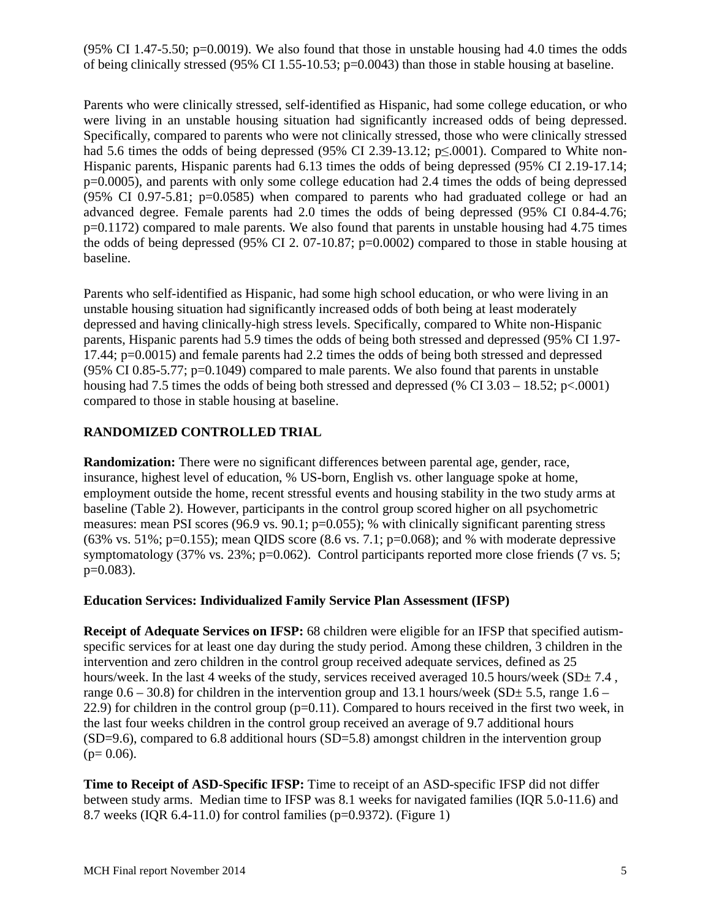(95% CI 1.47-5.50; p=0.0019). We also found that those in unstable housing had 4.0 times the odds of being clinically stressed (95% CI 1.55-10.53; p=0.0043) than those in stable housing at baseline.

Parents who were clinically stressed, self-identified as Hispanic, had some college education, or who were living in an unstable housing situation had significantly increased odds of being depressed. Specifically, compared to parents who were not clinically stressed, those who were clinically stressed had 5.6 times the odds of being depressed (95% CI 2.39-13.12; $p \leq .0001$). Compared to White non-Hispanic parents, Hispanic parents had 6.13 times the odds of being depressed (95% CI 2.19-17.14; p=0.0005), and parents with only some college education had 2.4 times the odds of being depressed (95% CI 0.97-5.81; p=0.0585) when compared to parents who had graduated college or had an advanced degree. Female parents had 2.0 times the odds of being depressed (95% CI 0.84-4.76; p=0.1172) compared to male parents. We also found that parents in unstable housing had 4.75 times the odds of being depressed (95% CI 2. 07-10.87; p=0.0002) compared to those in stable housing at baseline.

Parents who self-identified as Hispanic, had some high school education, or who were living in an unstable housing situation had significantly increased odds of both being at least moderately depressed and having clinically-high stress levels. Specifically, compared to White non-Hispanic parents, Hispanic parents had 5.9 times the odds of being both stressed and depressed (95% CI 1.97-17.44; p=0.0015) and female parents had 2.2 times the odds of being both stressed and depressed (95% CI 0.85-5.77; p=0.1049) compared to male parents. We also found that parents in unstable housing had 7.5 times the odds of being both stressed and depressed (% CI 3.03 – 18.52; p<.0001) compared to those in stable housing at baseline.

## RANDOMIZED CONTROLLED TRIAL

**Randomization:** There were no significant differences between parental age, gender, race, insurance, highest level of education, % US-born, English vs. other language spoke at home, employment outside the home, recent stressful events and housing stability in the two study arms at baseline (Table 2). However, participants in the control group scored higher on all psychometric measures: mean PSI scores (96.9 vs. 90.1; p=0.055); % with clinically significant parenting stress (63% vs. 51%; p=0.155); mean QIDS score (8.6 vs. 7.1; p=0.068); and % with moderate depressive symptomatology (37% vs. 23%; p=0.062). Control participants reported more close friends (7 vs. 5; p=0.083).

### Education Services: Individualized Family Service Plan Assessment (IFSP)

**Receipt of Adequate Services on IFSP:** 68 children were eligible for an IFSP that specified autism-specific services for at least one day during the study period. Among these children, 3 children in the intervention and zero children in the control group received adequate services, defined as 25 hours/week. In the last 4 weeks of the study, services received averaged 10.5 hours/week (SD± 7.4 , range 0.6 – 30.8) for children in the intervention group and 13.1 hours/week (SD± 5.5, range 1.6 – 22.9) for children in the control group (p=0.11). Compared to hours received in the first two week, in the last four weeks children in the control group received an average of 9.7 additional hours (SD=9.6), compared to 6.8 additional hours (SD=5.8) amongst children in the intervention group (p= 0.06).

**Time to Receipt of ASD-Specific IFSP:** Time to receipt of an ASD-specific IFSP did not differ between study arms. Median time to IFSP was 8.1 weeks for navigated families (IQR 5.0-11.6) and 8.7 weeks (IQR 6.4-11.0) for control families (p=0.9372). (Figure 1)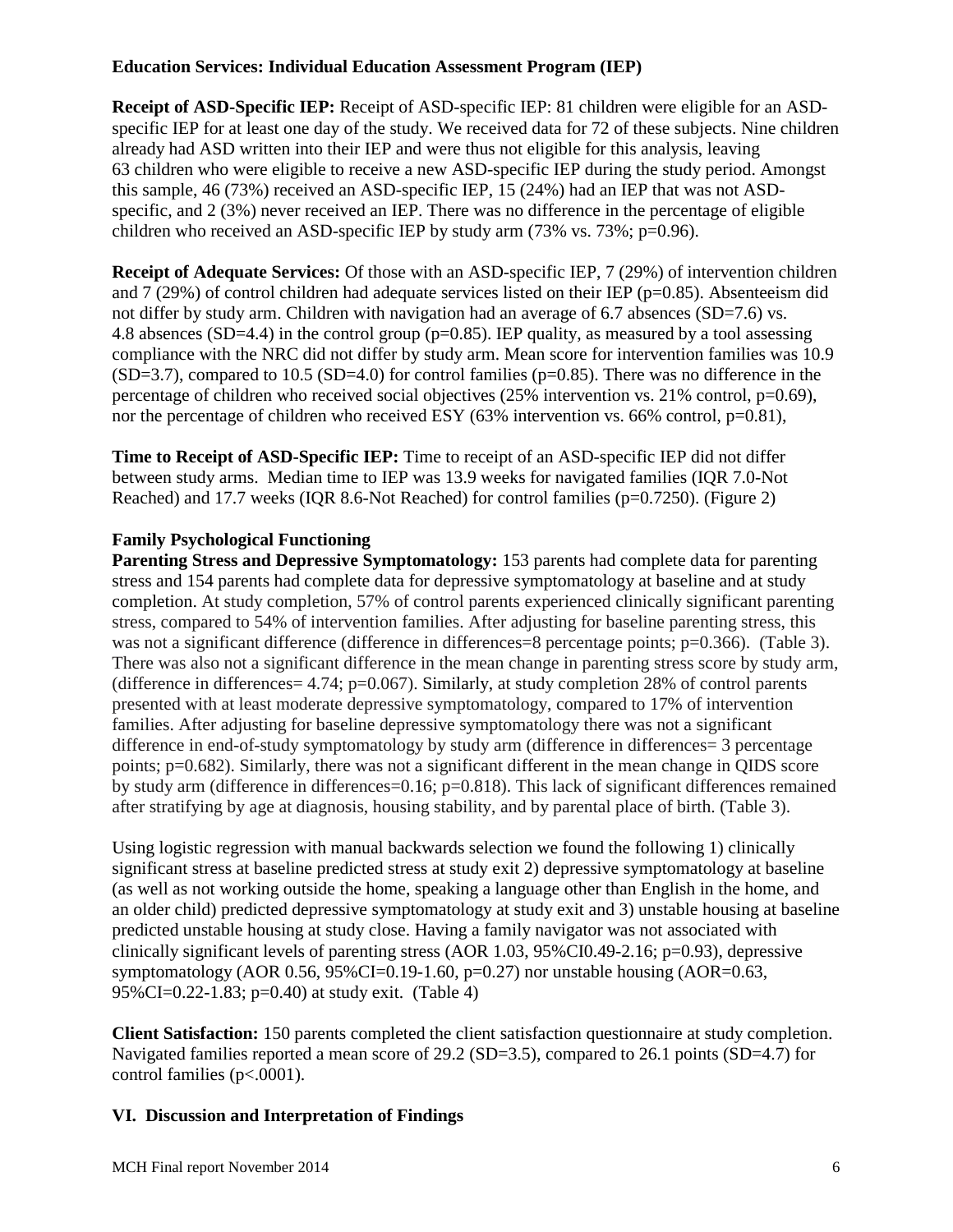### Education Services: Individual Education Assessment Program (IEP)

**Receipt of ASD-Specific IEP:** Receipt of ASD-specific IEP: 81 children were eligible for an ASD-specific IEP for at least one day of the study. We received data for 72 of these subjects. Nine children already had ASD written into their IEP and were thus not eligible for this analysis, leaving 63 children who were eligible to receive a new ASD-specific IEP during the study period. Amongst this sample, 46 (73%) received an ASD-specific IEP, 15 (24%) had an IEP that was not ASD-specific, and 2 (3%) never received an IEP. There was no difference in the percentage of eligible children who received an ASD-specific IEP by study arm (73% vs. 73%; p=0.96).

**Receipt of Adequate Services:** Of those with an ASD-specific IEP, 7 (29%) of intervention children and 7 (29%) of control children had adequate services listed on their IEP (p=0.85). Absenteeism did not differ by study arm. Children with navigation had an average of 6.7 absences (SD=7.6) vs. 4.8 absences (SD=4.4) in the control group (p=0.85). IEP quality, as measured by a tool assessing compliance with the NRC did not differ by study arm. Mean score for intervention families was 10.9 (SD=3.7), compared to 10.5 (SD=4.0) for control families (p=0.85). There was no difference in the percentage of children who received social objectives (25% intervention vs. 21% control, p=0.69), nor the percentage of children who received ESY (63% intervention vs. 66% control, p=0.81),

**Time to Receipt of ASD-Specific IEP:** Time to receipt of an ASD-specific IEP did not differ between study arms. Median time to IEP was 13.9 weeks for navigated families (IQR 7.0-Not Reached) and 17.7 weeks (IQR 8.6-Not Reached) for control families (p=0.7250). (Figure 2)

### Family Psychological Functioning

**Parenting Stress and Depressive Symptomatology:** 153 parents had complete data for parenting stress and 154 parents had complete data for depressive symptomatology at baseline and at study completion. At study completion, 57% of control parents experienced clinically significant parenting stress, compared to 54% of intervention families. After adjusting for baseline parenting stress, this was not a significant difference (difference in differences=8 percentage points; p=0.366). (Table 3). There was also not a significant difference in the mean change in parenting stress score by study arm, (difference in differences= 4.74; p=0.067). Similarly, at study completion 28% of control parents presented with at least moderate depressive symptomatology, compared to 17% of intervention families. After adjusting for baseline depressive symptomatology there was not a significant difference in end-of-study symptomatology by study arm (difference in differences= 3 percentage points; p=0.682). Similarly, there was not a significant different in the mean change in QIDS score by study arm (difference in differences=0.16; p=0.818). This lack of significant differences remained after stratifying by age at diagnosis, housing stability, and by parental place of birth. (Table 3).

Using logistic regression with manual backwards selection we found the following 1) clinically significant stress at baseline predicted stress at study exit 2) depressive symptomatology at baseline (as well as not working outside the home, speaking a language other than English in the home, and an older child) predicted depressive symptomatology at study exit and 3) unstable housing at baseline predicted unstable housing at study close. Having a family navigator was not associated with clinically significant levels of parenting stress (AOR 1.03, 95%CI0.49-2.16; p=0.93), depressive symptomatology (AOR 0.56, 95%CI=0.19-1.60, p=0.27) nor unstable housing (AOR=0.63, 95%CI=0.22-1.83; p=0.40) at study exit. (Table 4)

**Client Satisfaction:** 150 parents completed the client satisfaction questionnaire at study completion. Navigated families reported a mean score of 29.2 (SD=3.5), compared to 26.1 points (SD=4.7) for control families (p<.0001).

## VI. Discussion and Interpretation of Findings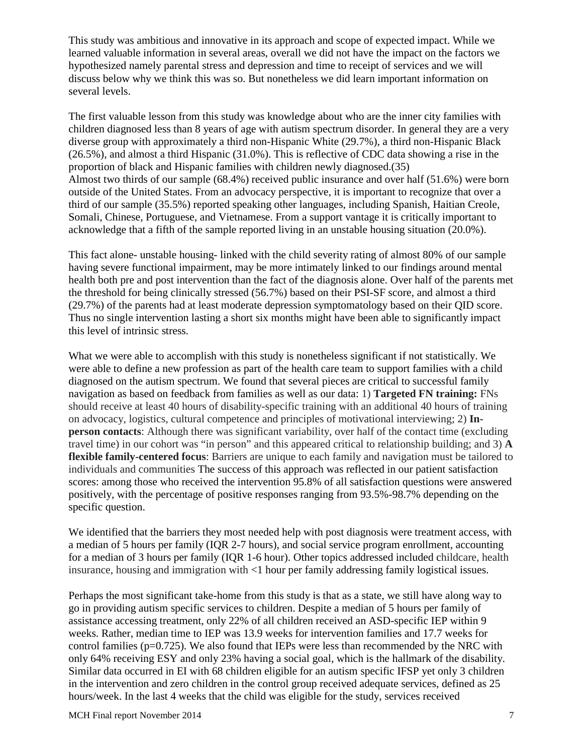This study was ambitious and innovative in its approach and scope of expected impact. While we learned valuable information in several areas, overall we did not have the impact on the factors we hypothesized namely parental stress and depression and time to receipt of services and we will discuss below why we think this was so. But nonetheless we did learn important information on several levels.

The first valuable lesson from this study was knowledge about who are the inner city families with children diagnosed less than 8 years of age with autism spectrum disorder. In general they are a very diverse group with approximately a third non-Hispanic White (29.7%), a third non-Hispanic Black (26.5%), and almost a third Hispanic (31.0%). This is reflective of CDC data showing a rise in the proportion of black and Hispanic families with children newly diagnosed.(35)
Almost two thirds of our sample (68.4%) received public insurance and over half (51.6%) were born outside of the United States. From an advocacy perspective, it is important to recognize that over a third of our sample (35.5%) reported speaking other languages, including Spanish, Haitian Creole, Somali, Chinese, Portuguese, and Vietnamese. From a support vantage it is critically important to acknowledge that a fifth of the sample reported living in an unstable housing situation (20.0%).

This fact alone- unstable housing- linked with the child severity rating of almost 80% of our sample having severe functional impairment, may be more intimately linked to our findings around mental health both pre and post intervention than the fact of the diagnosis alone. Over half of the parents met the threshold for being clinically stressed (56.7%) based on their PSI-SF score, and almost a third (29.7%) of the parents had at least moderate depression symptomatology based on their QID score. Thus no single intervention lasting a short six months might have been able to significantly impact this level of intrinsic stress.

What we were able to accomplish with this study is nonetheless significant if not statistically. We were able to define a new profession as part of the health care team to support families with a child diagnosed on the autism spectrum. We found that several pieces are critical to successful family navigation as based on feedback from families as well as our data: 1) **Targeted FN training:** FNs should receive at least 40 hours of disability-specific training with an additional 40 hours of training on advocacy, logistics, cultural competence and principles of motivational interviewing; 2) **In-person contacts**: Although there was significant variability, over half of the contact time (excluding travel time) in our cohort was "in person" and this appeared critical to relationship building; and 3) **A flexible family-centered focus**: Barriers are unique to each family and navigation must be tailored to individuals and communities The success of this approach was reflected in our patient satisfaction scores: among those who received the intervention 95.8% of all satisfaction questions were answered positively, with the percentage of positive responses ranging from 93.5%-98.7% depending on the specific question.

We identified that the barriers they most needed help with post diagnosis were treatment access, with a median of 5 hours per family (IQR 2-7 hours), and social service program enrollment, accounting for a median of 3 hours per family (IQR 1-6 hour). Other topics addressed included childcare, health insurance, housing and immigration with <1 hour per family addressing family logistical issues.

Perhaps the most significant take-home from this study is that as a state, we still have along way to go in providing autism specific services to children. Despite a median of 5 hours per family of assistance accessing treatment, only 22% of all children received an ASD-specific IEP within 9 weeks. Rather, median time to IEP was 13.9 weeks for intervention families and 17.7 weeks for control families ($p=0.725$). We also found that IEPs were less than recommended by the NRC with only 64% receiving ESY and only 23% having a social goal, which is the hallmark of the disability. Similar data occurred in EI with 68 children eligible for an autism specific IFSP yet only 3 children in the intervention and zero children in the control group received adequate services, defined as 25 hours/week. In the last 4 weeks that the child was eligible for the study, services received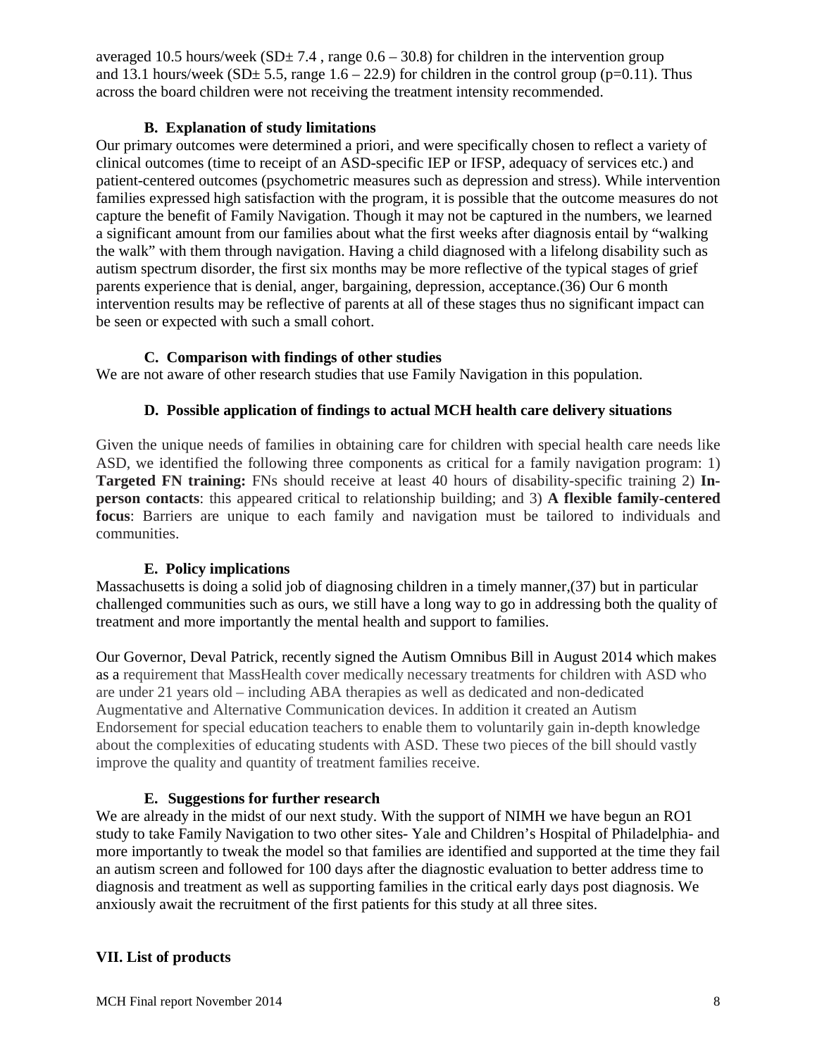averaged 10.5 hours/week (SD± 7.4 , range 0.6 – 30.8) for children in the intervention group and 13.1 hours/week (SD± 5.5, range 1.6 – 22.9) for children in the control group (p=0.11). Thus across the board children were not receiving the treatment intensity recommended.

### B. Explanation of study limitations

Our primary outcomes were determined a priori, and were specifically chosen to reflect a variety of clinical outcomes (time to receipt of an ASD-specific IEP or IFSP, adequacy of services etc.) and patient-centered outcomes (psychometric measures such as depression and stress). While intervention families expressed high satisfaction with the program, it is possible that the outcome measures do not capture the benefit of Family Navigation. Though it may not be captured in the numbers, we learned a significant amount from our families about what the first weeks after diagnosis entail by "walking the walk" with them through navigation. Having a child diagnosed with a lifelong disability such as autism spectrum disorder, the first six months may be more reflective of the typical stages of grief parents experience that is denial, anger, bargaining, depression, acceptance.(36) Our 6 month intervention results may be reflective of parents at all of these stages thus no significant impact can be seen or expected with such a small cohort.

### C. Comparison with findings of other studies

We are not aware of other research studies that use Family Navigation in this population.

### D. Possible application of findings to actual MCH health care delivery situations

Given the unique needs of families in obtaining care for children with special health care needs like ASD, we identified the following three components as critical for a family navigation program: 1) **Targeted FN training:** FNs should receive at least 40 hours of disability-specific training 2) **In-person contacts**: this appeared critical to relationship building; and 3) **A flexible family-centered focus**: Barriers are unique to each family and navigation must be tailored to individuals and communities.

### E. Policy implications

Massachusetts is doing a solid job of diagnosing children in a timely manner,(37) but in particular challenged communities such as ours, we still have a long way to go in addressing both the quality of treatment and more importantly the mental health and support to families.

Our Governor, Deval Patrick, recently signed the Autism Omnibus Bill in August 2014 which makes as a requirement that MassHealth cover medically necessary treatments for children with ASD who are under 21 years old – including ABA therapies as well as dedicated and non-dedicated Augmentative and Alternative Communication devices. In addition it created an Autism Endorsement for special education teachers to enable them to voluntarily gain in-depth knowledge about the complexities of educating students with ASD. These two pieces of the bill should vastly improve the quality and quantity of treatment families receive.

### E. Suggestions for further research

We are already in the midst of our next study. With the support of NIMH we have begun an RO1 study to take Family Navigation to two other sites- Yale and Children's Hospital of Philadelphia- and more importantly to tweak the model so that families are identified and supported at the time they fail an autism screen and followed for 100 days after the diagnostic evaluation to better address time to diagnosis and treatment as well as supporting families in the critical early days post diagnosis. We anxiously await the recruitment of the first patients for this study at all three sites.

## VII. List of products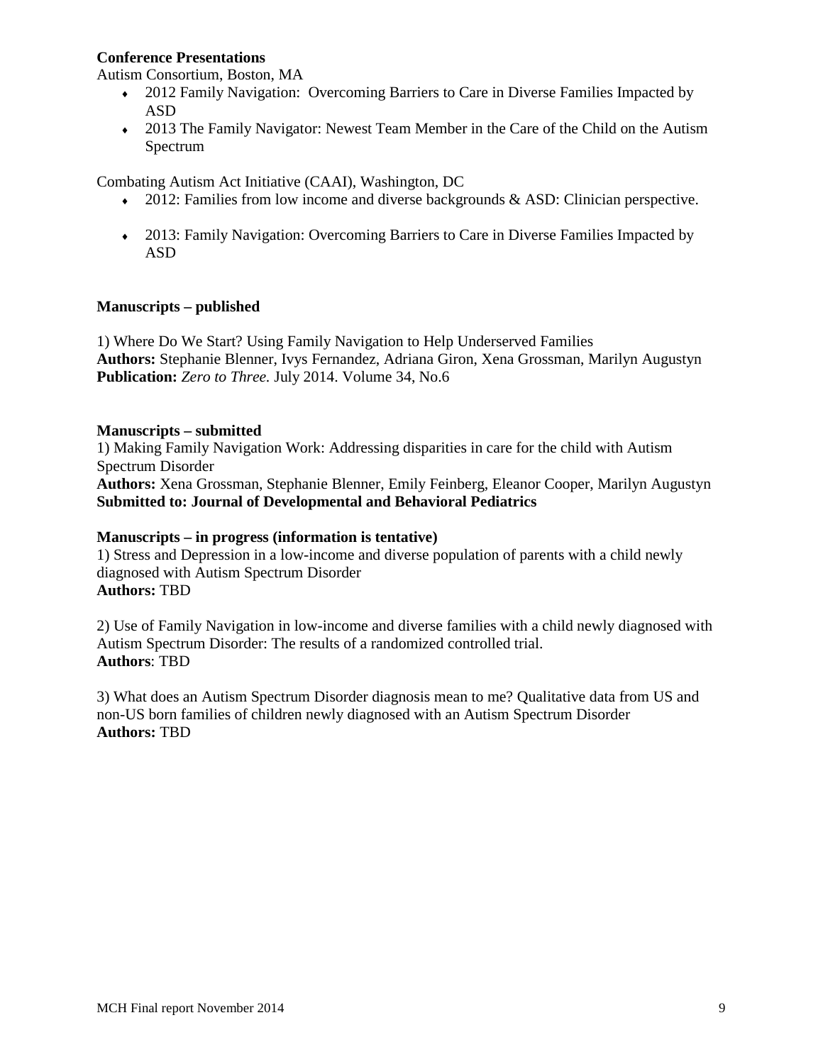**Conference Presentations**

Autism Consortium, Boston, MA

- 2012 Family Navigation: Overcoming Barriers to Care in Diverse Families Impacted by ASD
- 2013 The Family Navigator: Newest Team Member in the Care of the Child on the Autism Spectrum

Combating Autism Act Initiative (CAAI), Washington, DC

- 2012: Families from low income and diverse backgrounds & ASD: Clinician perspective.
- 2013: Family Navigation: Overcoming Barriers to Care in Diverse Families Impacted by ASD

**Manuscripts – published**

1) Where Do We Start? Using Family Navigation to Help Underserved Families
**Authors:** Stephanie Blenner, Ivys Fernandez, Adriana Giron, Xena Grossman, Marilyn Augustyn
**Publication:** *Zero to Three.* July 2014. Volume 34, No.6

**Manuscripts – submitted**

1) Making Family Navigation Work: Addressing disparities in care for the child with Autism Spectrum Disorder
**Authors:** Xena Grossman, Stephanie Blenner, Emily Feinberg, Eleanor Cooper, Marilyn Augustyn
**Submitted to: Journal of Developmental and Behavioral Pediatrics**

**Manuscripts – in progress (information is tentative)**

1) Stress and Depression in a low-income and diverse population of parents with a child newly diagnosed with Autism Spectrum Disorder
**Authors:** TBD

2) Use of Family Navigation in low-income and diverse families with a child newly diagnosed with Autism Spectrum Disorder: The results of a randomized controlled trial.
**Authors**: TBD

3) What does an Autism Spectrum Disorder diagnosis mean to me? Qualitative data from US and non-US born families of children newly diagnosed with an Autism Spectrum Disorder
**Authors:** TBD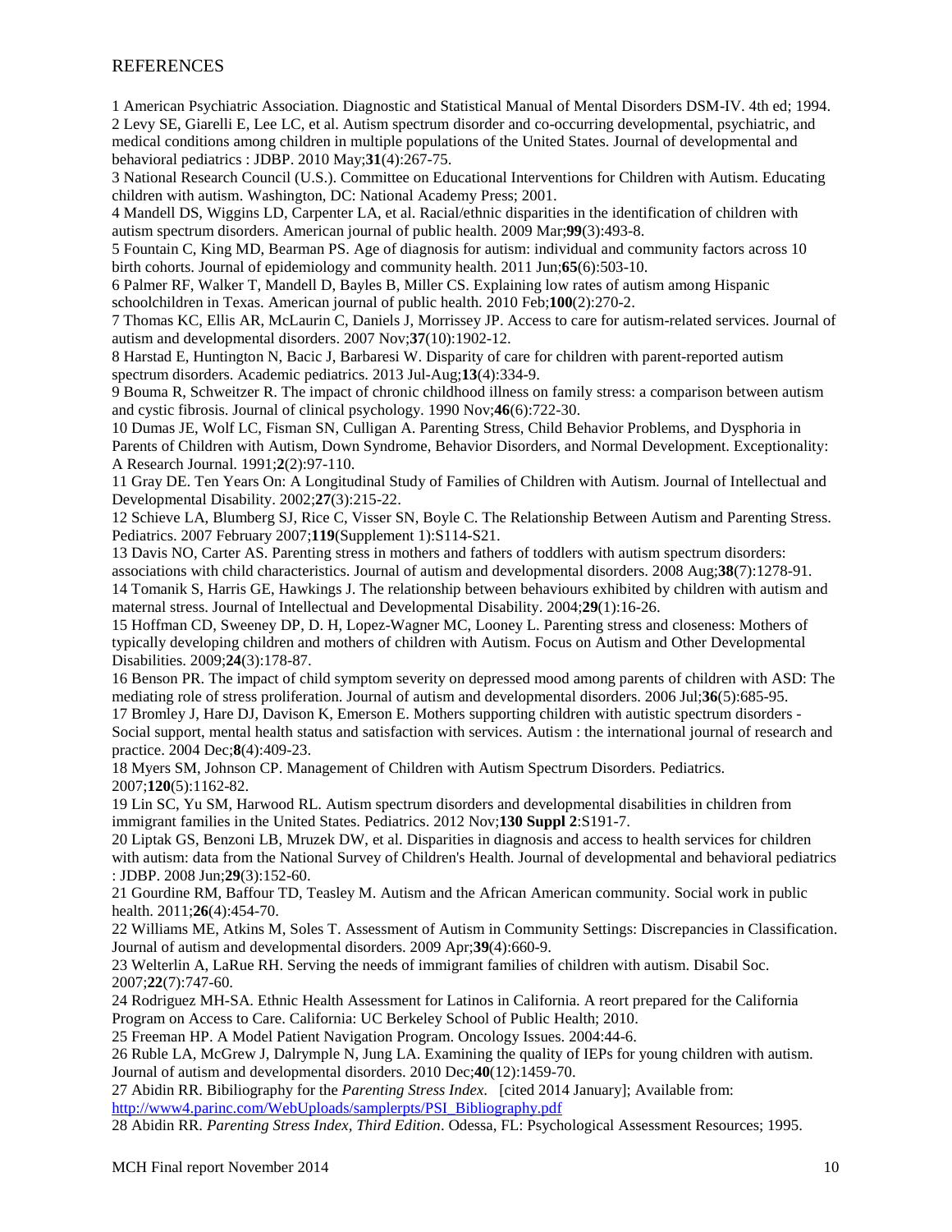# REFERENCES

1 American Psychiatric Association. Diagnostic and Statistical Manual of Mental Disorders DSM-IV. 4th ed; 1994.

2 Levy SE, Giarelli E, Lee LC, et al. Autism spectrum disorder and co-occurring developmental, psychiatric, and medical conditions among children in multiple populations of the United States. Journal of developmental and behavioral pediatrics : JDBP. 2010 May;**31**(4):267-75.

3 National Research Council (U.S.). Committee on Educational Interventions for Children with Autism. Educating children with autism. Washington, DC: National Academy Press; 2001.

4 Mandell DS, Wiggins LD, Carpenter LA, et al. Racial/ethnic disparities in the identification of children with autism spectrum disorders. American journal of public health. 2009 Mar;**99**(3):493-8.

5 Fountain C, King MD, Bearman PS. Age of diagnosis for autism: individual and community factors across 10 birth cohorts. Journal of epidemiology and community health. 2011 Jun;**65**(6):503-10.

6 Palmer RF, Walker T, Mandell D, Bayles B, Miller CS. Explaining low rates of autism among Hispanic schoolchildren in Texas. American journal of public health. 2010 Feb;**100**(2):270-2.

7 Thomas KC, Ellis AR, McLaurin C, Daniels J, Morrissey JP. Access to care for autism-related services. Journal of autism and developmental disorders. 2007 Nov;**37**(10):1902-12.

8 Harstad E, Huntington N, Bacic J, Barbaresi W. Disparity of care for children with parent-reported autism spectrum disorders. Academic pediatrics. 2013 Jul-Aug;**13**(4):334-9.

9 Bouma R, Schweitzer R. The impact of chronic childhood illness on family stress: a comparison between autism and cystic fibrosis. Journal of clinical psychology. 1990 Nov;**46**(6):722-30.

10 Dumas JE, Wolf LC, Fisman SN, Culligan A. Parenting Stress, Child Behavior Problems, and Dysphoria in Parents of Children with Autism, Down Syndrome, Behavior Disorders, and Normal Development. Exceptionality: A Research Journal. 1991;**2**(2):97-110.

11 Gray DE. Ten Years On: A Longitudinal Study of Families of Children with Autism. Journal of Intellectual and Developmental Disability. 2002;**27**(3):215-22.

12 Schieve LA, Blumberg SJ, Rice C, Visser SN, Boyle C. The Relationship Between Autism and Parenting Stress. Pediatrics. 2007 February 2007;**119**(Supplement 1):S114-S21.

13 Davis NO, Carter AS. Parenting stress in mothers and fathers of toddlers with autism spectrum disorders: associations with child characteristics. Journal of autism and developmental disorders. 2008 Aug;**38**(7):1278-91.

14 Tomanik S, Harris GE, Hawkings J. The relationship between behaviours exhibited by children with autism and maternal stress. Journal of Intellectual and Developmental Disability. 2004;**29**(1):16-26.

15 Hoffman CD, Sweeney DP, D. H, Lopez-Wagner MC, Looney L. Parenting stress and closeness: Mothers of typically developing children and mothers of children with Autism. Focus on Autism and Other Developmental Disabilities. 2009;**24**(3):178-87.

16 Benson PR. The impact of child symptom severity on depressed mood among parents of children with ASD: The mediating role of stress proliferation. Journal of autism and developmental disorders. 2006 Jul;**36**(5):685-95.

17 Bromley J, Hare DJ, Davison K, Emerson E. Mothers supporting children with autistic spectrum disorders - Social support, mental health status and satisfaction with services. Autism : the international journal of research and practice. 2004 Dec;**8**(4):409-23.

18 Myers SM, Johnson CP. Management of Children with Autism Spectrum Disorders. Pediatrics. 2007;**120**(5):1162-82.

19 Lin SC, Yu SM, Harwood RL. Autism spectrum disorders and developmental disabilities in children from immigrant families in the United States. Pediatrics. 2012 Nov;**130 Suppl 2**:S191-7.

20 Liptak GS, Benzoni LB, Mruzek DW, et al. Disparities in diagnosis and access to health services for children with autism: data from the National Survey of Children's Health. Journal of developmental and behavioral pediatrics : JDBP. 2008 Jun;**29**(3):152-60.

21 Gourdine RM, Baffour TD, Teasley M. Autism and the African American community. Social work in public health. 2011;**26**(4):454-70.

22 Williams ME, Atkins M, Soles T. Assessment of Autism in Community Settings: Discrepancies in Classification. Journal of autism and developmental disorders. 2009 Apr;**39**(4):660-9.

23 Welterlin A, LaRue RH. Serving the needs of immigrant families of children with autism. Disabil Soc. 2007;**22**(7):747-60.

24 Rodriguez MH-SA. Ethnic Health Assessment for Latinos in California. A reort prepared for the California Program on Access to Care. California: UC Berkeley School of Public Health; 2010.

25 Freeman HP. A Model Patient Navigation Program. Oncology Issues. 2004:44-6.

26 Ruble LA, McGrew J, Dalrymple N, Jung LA. Examining the quality of IEPs for young children with autism. Journal of autism and developmental disorders. 2010 Dec;**40**(12):1459-70.

27 Abidin RR. Bibiliography for the *Parenting Stress Index*. [cited 2014 January]; Available from: http://www4.parinc.com/WebUploads/samplerpts/PSI_Bibliography.pdf

28 Abidin RR. *Parenting Stress Index, Third Edition*. Odessa, FL: Psychological Assessment Resources; 1995.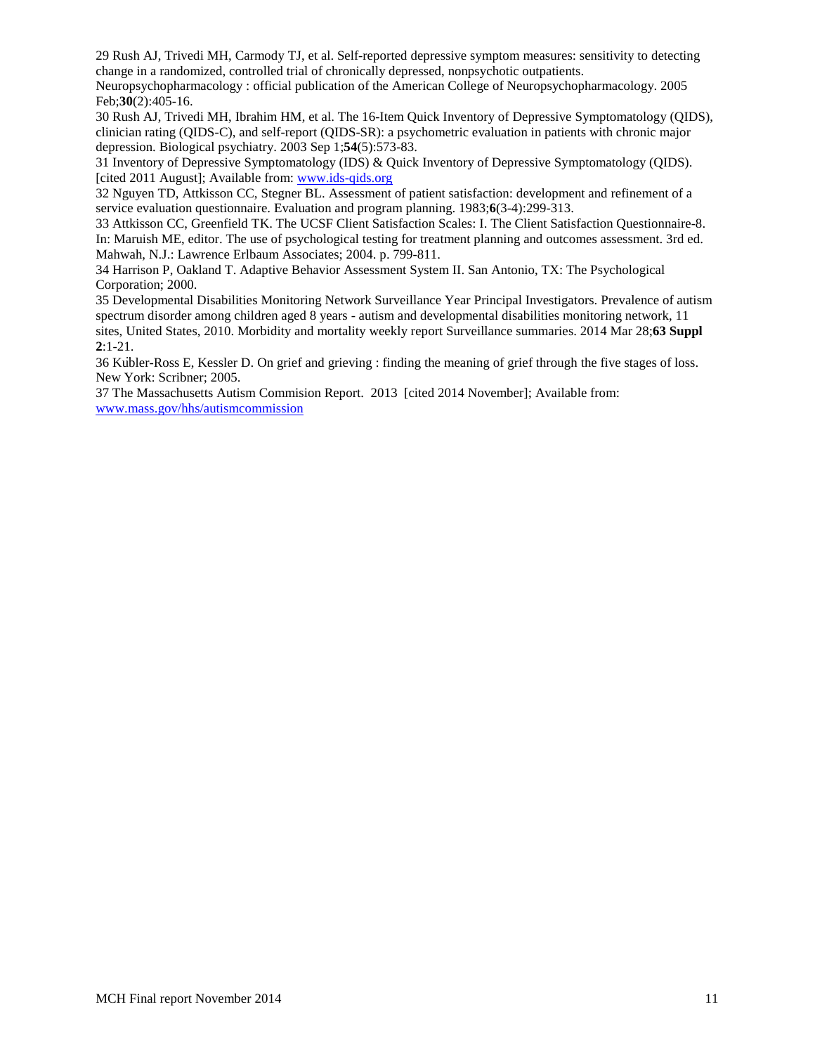29 Rush AJ, Trivedi MH, Carmody TJ, et al. Self-reported depressive symptom measures: sensitivity to detecting change in a randomized, controlled trial of chronically depressed, nonpsychotic outpatients. Neuropsychopharmacology : official publication of the American College of Neuropsychopharmacology. 2005 Feb;**30**(2):405-16.

30 Rush AJ, Trivedi MH, Ibrahim HM, et al. The 16-Item Quick Inventory of Depressive Symptomatology (QIDS), clinician rating (QIDS-C), and self-report (QIDS-SR): a psychometric evaluation in patients with chronic major depression. Biological psychiatry. 2003 Sep 1;**54**(5):573-83.

31 Inventory of Depressive Symptomatology (IDS) & Quick Inventory of Depressive Symptomatology (QIDS). [cited 2011 August]; Available from: [www.ids-qids.org](http://www.ids-qids.org)

32 Nguyen TD, Attkisson CC, Stegner BL. Assessment of patient satisfaction: development and refinement of a service evaluation questionnaire. Evaluation and program planning. 1983;**6**(3-4):299-313.

33 Attkisson CC, Greenfield TK. The UCSF Client Satisfaction Scales: I. The Client Satisfaction Questionnaire-8. In: Maruish ME, editor. The use of psychological testing for treatment planning and outcomes assessment. 3rd ed. Mahwah, N.J.: Lawrence Erlbaum Associates; 2004. p. 799-811.

34 Harrison P, Oakland T. Adaptive Behavior Assessment System II. San Antonio, TX: The Psychological Corporation; 2000.

35 Developmental Disabilities Monitoring Network Surveillance Year Principal Investigators. Prevalence of autism spectrum disorder among children aged 8 years - autism and developmental disabilities monitoring network, 11 sites, United States, 2010. Morbidity and mortality weekly report Surveillance summaries. 2014 Mar 28;**63 Suppl 2**:1-21.

36 Kübler-Ross E, Kessler D. On grief and grieving : finding the meaning of grief through the five stages of loss. New York: Scribner; 2005.

37 The Massachusetts Autism Commision Report. 2013 [cited 2014 November]; Available from: [www.mass.gov/hhs/autismcommission](http://www.mass.gov/hhs/autismcommission)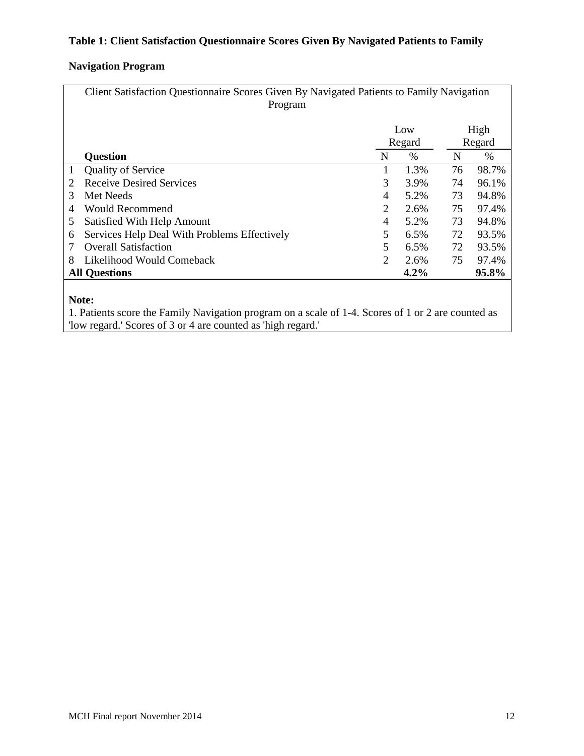**Table 1: Client Satisfaction Questionnaire Scores Given By Navigated Patients to Family Navigation Program**

| Client Satisfaction Questionnaire Scores Given By Navigated Patients to Family Navigation Program | | | | | |
|---|---|---|---|---|---|
| | | Low Regard | | High Regard | |
| | **Question** | N | % | N | % |
| 1 | Quality of Service | 1 | 1.3% | 76 | 98.7% |
| 2 | Receive Desired Services | 3 | 3.9% | 74 | 96.1% |
| 3 | Met Needs | 4 | 5.2% | 73 | 94.8% |
| 4 | Would Recommend | 2 | 2.6% | 75 | 97.4% |
| 5 | Satisfied With Help Amount | 4 | 5.2% | 73 | 94.8% |
| 6 | Services Help Deal With Problems Effectively | 5 | 6.5% | 72 | 93.5% |
| 7 | Overall Satisfaction | 5 | 6.5% | 72 | 93.5% |
| 8 | Likelihood Would Comeback | 2 | 2.6% | 75 | 97.4% |
| **All Questions** | | | **4.2%** | | **95.8%** |

**Note:**

1. Patients score the Family Navigation program on a scale of 1-4. Scores of 1 or 2 are counted as 'low regard.' Scores of 3 or 4 are counted as 'high regard.'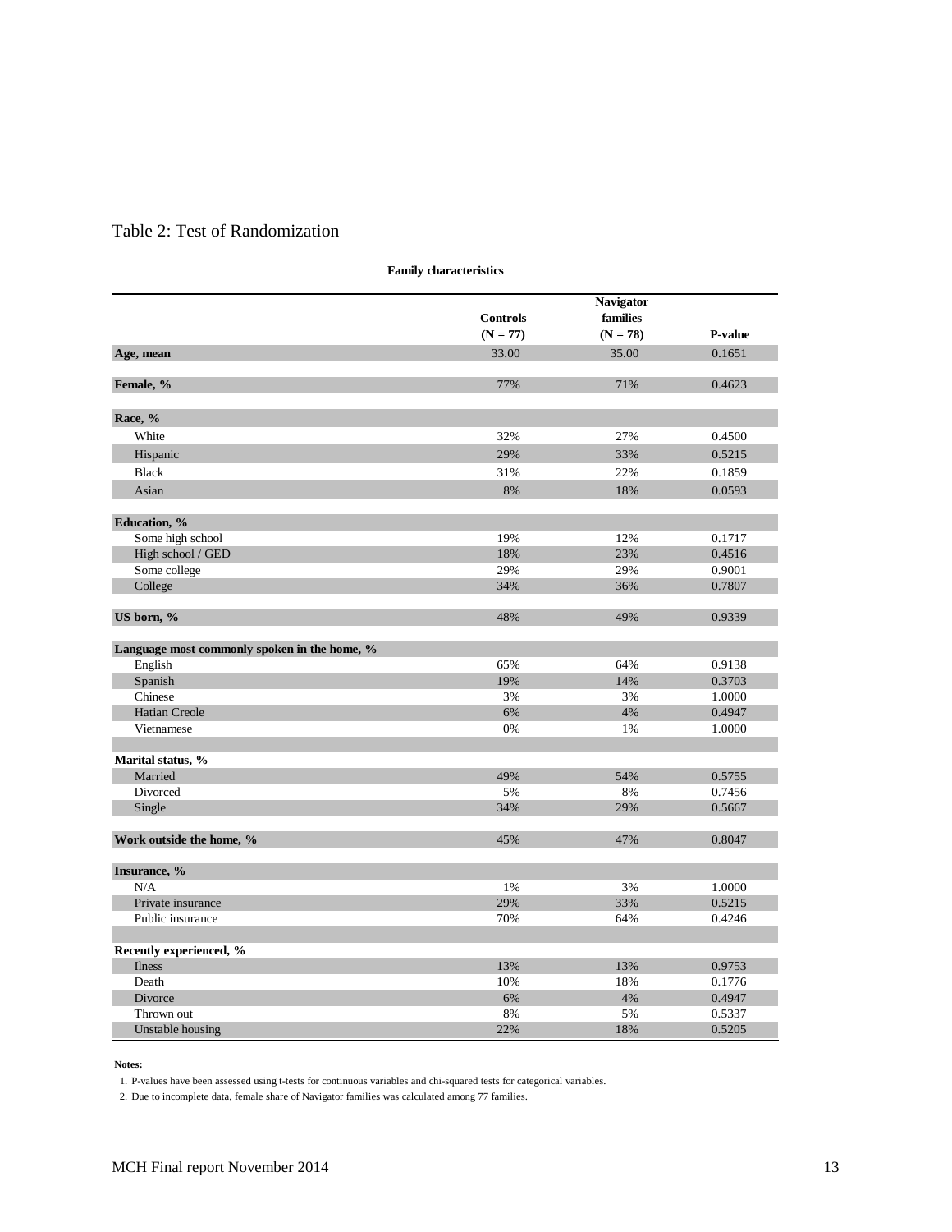## Table 2: Test of Randomization

**Family characteristics**

| | Controls (N = 77) | Navigator families (N = 78) | P-value |
|---|---|---|---|
| **Age, mean** | 33.00 | 35.00 | 0.1651 |
| **Female, %** | 77% | 71% | 0.4623 |
| **Race, %** | | | |
| White | 32% | 27% | 0.4500 |
| Hispanic | 29% | 33% | 0.5215 |
| Black | 31% | 22% | 0.1859 |
| Asian | 8% | 18% | 0.0593 |
| **Education, %** | | | |
| Some high school | 19% | 12% | 0.1717 |
| High school / GED | 18% | 23% | 0.4516 |
| Some college | 29% | 29% | 0.9001 |
| College | 34% | 36% | 0.7807 |
| **US born, %** | 48% | 49% | 0.9339 |
| **Language most commonly spoken in the home, %** | | | |
| English | 65% | 64% | 0.9138 |
| Spanish | 19% | 14% | 0.3703 |
| Chinese | 3% | 3% | 1.0000 |
| Hatian Creole | 6% | 4% | 0.4947 |
| Vietnamese | 0% | 1% | 1.0000 |
| **Marital status, %** | | | |
| Married | 49% | 54% | 0.5755 |
| Divorced | 5% | 8% | 0.7456 |
| Single | 34% | 29% | 0.5667 |
| **Work outside the home, %** | 45% | 47% | 0.8047 |
| **Insurance, %** | | | |
| N/A | 1% | 3% | 1.0000 |
| Private insurance | 29% | 33% | 0.5215 |
| Public insurance | 70% | 64% | 0.4246 |
| **Recently experienced, %** | | | |
| Ilness | 13% | 13% | 0.9753 |
| Death | 10% | 18% | 0.1776 |
| Divorce | 6% | 4% | 0.4947 |
| Thrown out | 8% | 5% | 0.5337 |
| Unstable housing | 22% | 18% | 0.5205 |

**Notes:**

1. P-values have been assessed using t-tests for continuous variables and chi-squared tests for categorical variables.
2. Due to incomplete data, female share of Navigator families was calculated among 77 families.

MCH Final report November 2014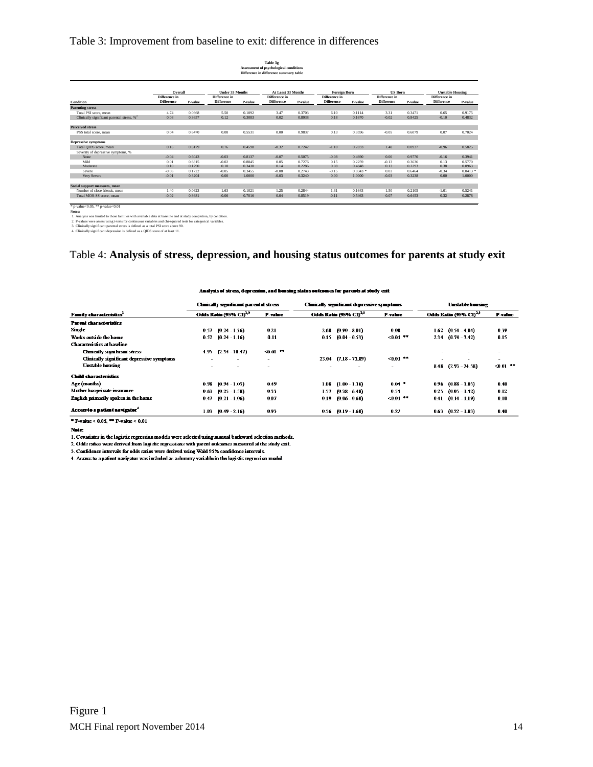# Table 3: Improvement from baseline to exit: difference in differences

**Table 3g**
**Assessment of psychological conditions**
**Difference in difference summary table**

| Condition | Overall Difference in Difference | P-value | Under 33 Months Difference in Difference | P-value | At Least 33 Months Difference in Difference | P-value | Foreign Born Difference in Difference | P-value | US Born Difference in Difference | P-value | Unstable Housing Difference in Difference | P-value |
|---|---|---|---|---|---|---|---|---|---|---|---|---|
| **Parenting stress** | | | | | | | | | | | | |
| Total PSI score, mean | 4.74 | 0.0668 | 5.50 | 0.1092 | 3.47 | 0.3703 | 6.10 | 0.1114 | 3.31 | 0.3471 | 0.65 | 0.9175 |
| Clinically significant parental stress, %[3] | 0.08 | 0.3657 | 0.12 | 0.3083 | 0.02 | 0.8938 | 0.18 | 0.1670 | -0.02 | 0.8425 | -0.10 | 0.4832 |
| **Perceived stress** | | | | | | | | | | | | |
| PSS total score, mean | 0.04 | 0.6470 | 0.08 | 0.5531 | 0.00 | 0.9837 | 0.13 | 0.3596 | -0.05 | 0.6079 | 0.07 | 0.7024 |
| **Depressive symptoms** | | | | | | | | | | | | |
| Total QIDS score, mean | 0.16 | 0.8179 | 0.76 | 0.4598 | -0.32 | 0.7242 | -1.10 | 0.2833 | 1.48 | 0.0937 | -0.96 | 0.5825 |
| Severity of depressive symptoms, % | | | | | | | | | | | | |
| None | -0.04 | 0.6043 | -0.03 | 0.8137 | -0.07 | 0.5075 | -0.08 | 0.4690 | 0.00 | 0.9770 | -0.16 | 0.3941 |
| Mild | 0.01 | 0.8815 | -0.02 | 0.8845 | 0.05 | 0.7276 | 0.15 | 0.2259 | -0.13 | 0.3636 | 0.13 | 0.5770 |
| Moderate | 0.10 | 0.1790 | 0.10 | 0.3430 | 0.14 | 0.2286 | 0.08 | 0.4848 | 0.13 | 0.2293 | 0.38 | 0.0963 |
| Severe | -0.06 | 0.1722 | -0.05 | 0.3455 | -0.08 | 0.2743 | -0.15 | 0.0343 * | 0.03 | 0.6464 | -0.34 | 0.0413 * |
| Very Severe | -0.01 | 0.3204 | 0.00 | 1.0000 | -0.03 | 0.3240 | 0.00 | 1.0000 | -0.03 | 0.3238 | 0.00 | 1.0000 |
| **Social support measures, mean** | | | | | | | | | | | | |
| Number of close friends, mean | 1.40 | 0.0623 | 1.63 | 0.1021 | 1.25 | 0.2844 | 1.31 | 0.1643 | 1.50 | 0.2105 | -1.01 | 0.5241 |
| Total MOS-SS score, mean | -0.02 | 0.8681 | -0.06 | 0.7016 | 0.04 | 0.8519 | -0.11 | 0.5463 | 0.07 | 0.6453 | 0.32 | 0.2878 |

* p-value<0.05, ** p-value<0.01

**Notes:**
1. Analysis was limited to those families with available data at baseline and at study completion, by condition.
2. P-values were assess using t-tests for continuous variables and chi-squared tests for categorical variables.
3. Clinically significant parental stress is defined as a total PSI score above 90.
4. Clinically significant depression is defined as a QIDS score of at least 11.

# Table 4: **Analysis of stress, depression, and housing status outcomes for parents at study exit**

**Analysis of stress, depression, and housing status outcomes for parents at study exit**

| Family characteristics[1] | Clinically significant parental stress Odds Ratio (95% CI)[2,3] | P-value | Clinically significant depressive symptoms Odds Ratio (95% CI)[2,3] | P-value | Unstable housing Odds Ratio (95% CI)[2,3] | P-value |
|---|---|---|---|---|---|---|
| **Parent characteristics** | | | | | | |
| Single | 0.57 (0.24 - 1.36) | 0.21 | 2.68 (0.90 - 8.01) | 0.08 | 1.62 (0.54 - 4.84) | 0.39 |
| Works outside the home | 0.52 (0.24 - 1.16) | 0.11 | 0.15 (0.04 - 0.53) | <0.01 ** | 2.34 (0.74 - 7.42) | 0.15 |
| **Characteristics at baseline** | | | | | | |
| Clinically significant stress | 4.95 (2.34 - 10.47) | <0.01 ** | - | - | - | - |
| Clinically significant depressive symptoms | - | - | 23.04 (7.18 - 73.89) | <0.01 ** | - | - |
| Unstable housing | - | - | - | - | 8.48 (2.93 - 24.58) | <0.01 ** |
| **Child characteristics** | | | | | | |
| Age (months) | 0.98 (0.94 - 1.03) | 0.49 | 1.08 (1.00 - 1.16) | 0.04 * | 0.96 (0.88 - 1.05) | 0.40 |
| Mother has private insurance | 0.63 (0.25 - 1.58) | 0.33 | 1.57 (0.38 - 6.48) | 0.54 | 0.25 (0.05 - 1.42) | 0.12 |
| English primarily spoken in the home | 0.47 (0.21 - 1.06) | 0.07 | 0.19 (0.06 - 0.60) | <0.01 ** | 0.41 (0.14 - 1.19) | 0.10 |
| **Access to a patient navigator[4]** | 1.03 (0.49 - 2.16) | 0.93 | 0.56 (0.19 - 1.60) | 0.27 | 0.63 (0.22 - 1.83) | 0.40 |

* P-value < 0.05, ** P-value < 0.01

**Note:**
1. Covariates in the logistic regression models were selected using manual backward selection methods.
2. Odds ratios were derived from logistic regressions with parent outcomes measured at the study exit.
3. Confidence intervals for odds ratios were derived using Wald 95% confidence intervals.
4. Access to a patient navigator was included as a dummy variable in the logistic regression model.

Figure 1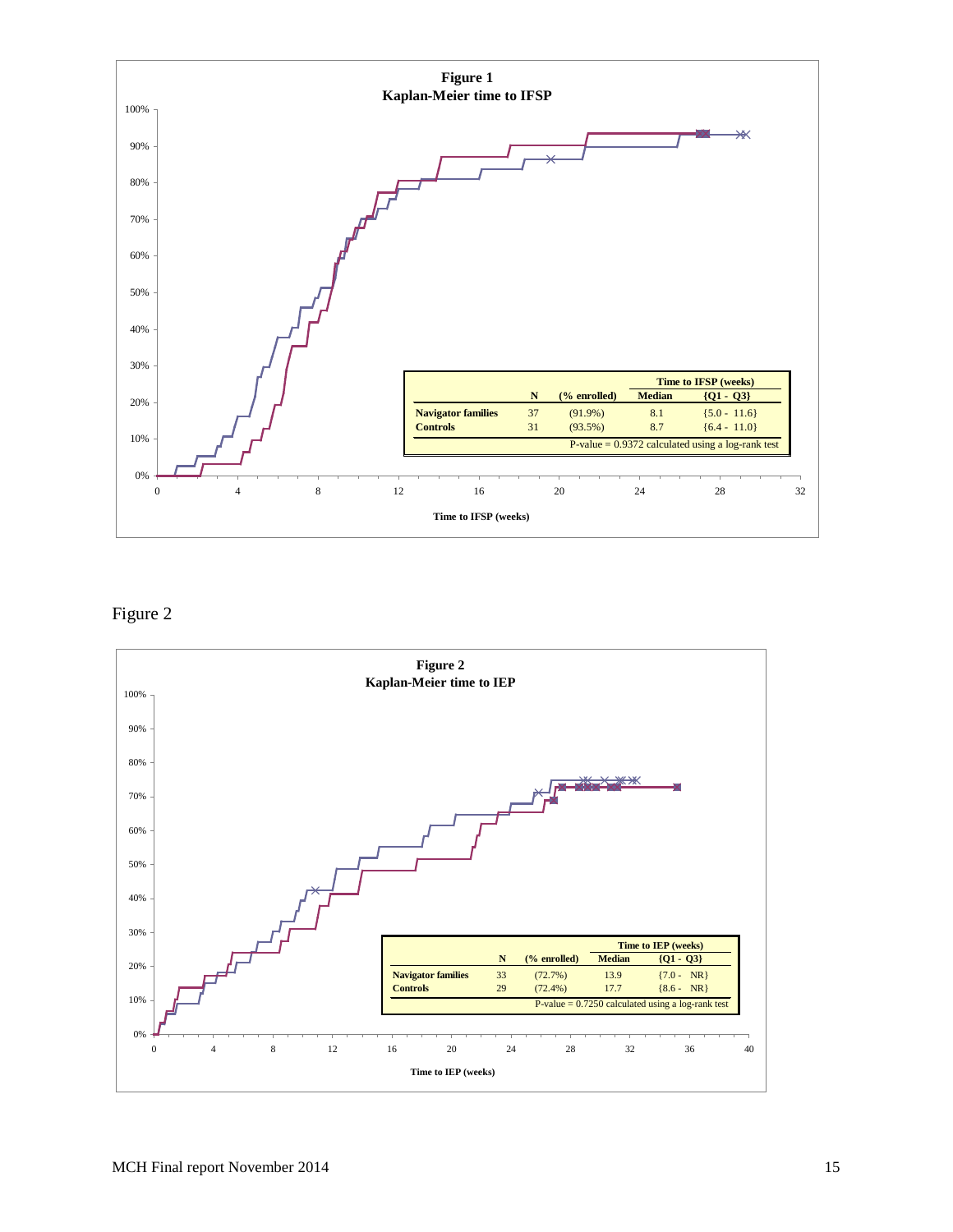**Figure 1**
**Kaplan-Meier time to IFSP**

100%
90%
80%
70%
60%
50%
40%
30%
20%
10%
0%

0 4 8 12 16 20 24 28 32

**Time to IFSP (weeks)**

| | N | (% enrolled) | Time to IFSP (weeks) Median | {Q1 - Q3} |
|---|---|---|---|---|
| **Navigator families** | 37 | (91.9%) | 8.1 | {5.0 - 11.6} |
| **Controls** | 31 | (93.5%) | 8.7 | {6.4 - 11.0} |

P-value = 0.9372 calculated using a log-rank test

Figure 2

**Figure 2**
**Kaplan-Meier time to IEP**

100%
90%
80%
70%
60%
50%
40%
30%
20%
10%
0%

0 4 8 12 16 20 24 28 32 36 40

**Time to IEP (weeks)**

| | N | (% enrolled) | Time to IEP (weeks) Median | {Q1 - Q3} |
|---|---|---|---|---|
| **Navigator families** | 33 | (72.7%) | 13.9 | {7.0 - NR} |
| **Controls** | 29 | (72.4%) | 17.7 | {8.6 - NR} |

P-value = 0.7250 calculated using a log-rank test

MCH Final report November 2014